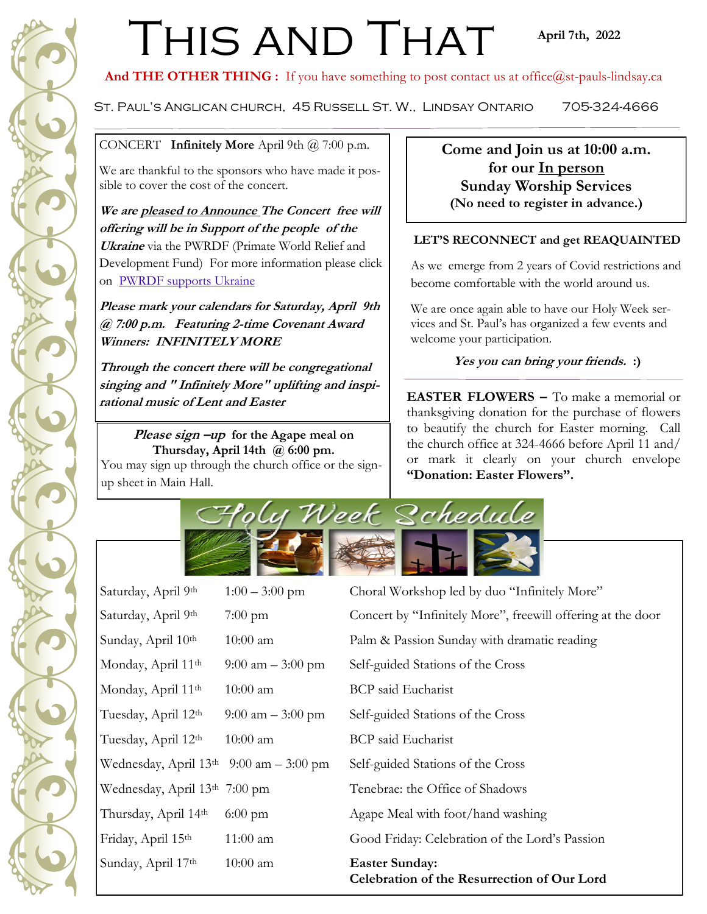# This and That

**April 7th, 2022**

**And THE OTHER THING :** If you have something to post contact us at office@st-pauls-lindsay.ca

St. Paul's Anglican church, 45 Russell St. W., Lindsay Ontario 705-324-4666

CONCERT **Infinitely More** April 9th @ 7:00 p.m.

We are thankful to the sponsors who have made it possible to cover the cost of the concert.

***We are pleased to Announce The Concert free will offering will be in Support of the people of the Ukraine*** via the PWRDF (Primate World Relief and Development Fund) For more information please click on [PWRDF supports Ukraine]

***Please mark your calendars for Saturday, April 9th @ 7:00 p.m. Featuring 2-time Covenant Award Winners: INFINITELY MORE***

***Through the concert there will be congregational singing and " Infinitely More" uplifting and inspirational music of Lent and Easter***

***Please sign –up*** **for the Agape meal on Thursday, April 14th @ 6:00 pm.**
You may sign up through the church office or the sign-up sheet in Main Hall.

**Come and Join us at 10:00 a.m. for our In person Sunday Worship Services**
**(No need to register in advance.)**

**LET'S RECONNECT and get REAQUAINTED**

As we emerge from 2 years of Covid restrictions and become comfortable with the world around us.

We are once again able to have our Holy Week services and St. Paul's has organized a few events and welcome your participation.

***Yes you can bring your friends.*** **:)**

**EASTER FLOWERS –** To make a memorial or thanksgiving donation for the purchase of flowers to beautify the church for Easter morning. Call the church office at 324-4666 before April 11 and/or mark it clearly on your church envelope **"Donation: Easter Flowers".**

## Holy Week Schedule

| | | |
|---|---|---|
| Saturday, April 9th | 1:00 – 3:00 pm | Choral Workshop led by duo "Infinitely More" |
| Saturday, April 9th | 7:00 pm | Concert by "Infinitely More", freewill offering at the door |
| Sunday, April 10th | 10:00 am | Palm & Passion Sunday with dramatic reading |
| Monday, April 11th | 9:00 am – 3:00 pm | Self-guided Stations of the Cross |
| Monday, April 11th | 10:00 am | BCP said Eucharist |
| Tuesday, April 12th | 9:00 am – 3:00 pm | Self-guided Stations of the Cross |
| Tuesday, April 12th | 10:00 am | BCP said Eucharist |
| Wednesday, April 13th | 9:00 am – 3:00 pm | Self-guided Stations of the Cross |
| Wednesday, April 13th | 7:00 pm | Tenebrae: the Office of Shadows |
| Thursday, April 14th | 6:00 pm | Agape Meal with foot/hand washing |
| Friday, April 15th | 11:00 am | Good Friday: Celebration of the Lord's Passion |
| Sunday, April 17th | 10:00 am | **Easter Sunday: Celebration of the Resurrection of Our Lord** |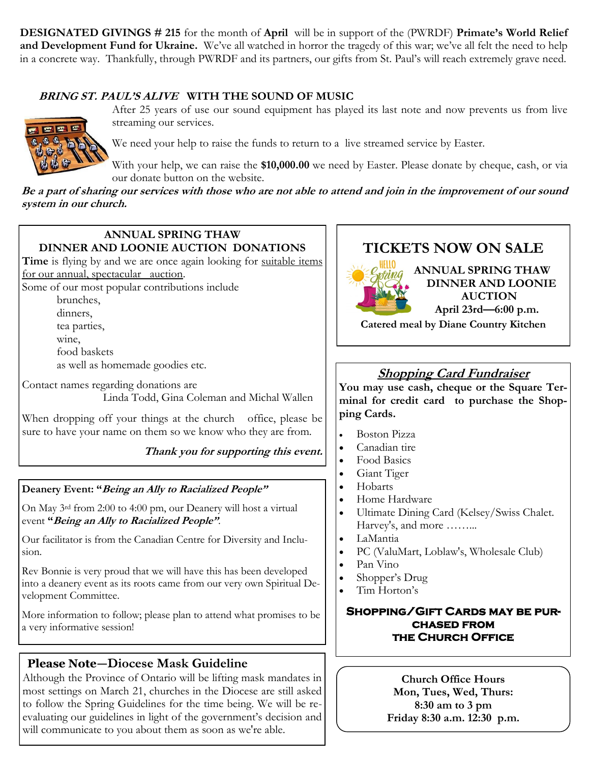**DESIGNATED GIVINGS # 215** for the month of **April** will be in support of the (PWRDF) **Primate's World Relief and Development Fund for Ukraine.** We've all watched in horror the tragedy of this war; we've all felt the need to help in a concrete way. Thankfully, through PWRDF and its partners, our gifts from St. Paul's will reach extremely grave need.

## ***BRING ST. PAUL'S ALIVE*** **WITH THE SOUND OF MUSIC**

After 25 years of use our sound equipment has played its last note and now prevents us from live streaming our services.

We need your help to raise the funds to return to a live streamed service by Easter.

With your help, we can raise the **$10,000.00** we need by Easter. Please donate by cheque, cash, or via our donate button on the website.

***Be a part of sharing our services with those who are not able to attend and join in the improvement of our sound system in our church.***

### ANNUAL SPRING THAW DINNER AND LOONIE AUCTION DONATIONS

**Time** is flying by and we are once again looking for suitable items for our annual, spectacular auction.

Some of our most popular contributions include

- brunches,
- dinners,
- tea parties,
- wine,
- food baskets
- as well as homemade goodies etc.

Contact names regarding donations are
Linda Todd, Gina Coleman and Michal Wallen

When dropping off your things at the church office, please be sure to have your name on them so we know who they are from.

***Thank you for supporting this event.***

### Deanery Event: "*Being an Ally to Racialized People*"

On May 3rd from 2:00 to 4:00 pm, our Deanery will host a virtual event **"*Being an Ally to Racialized People*"**.

Our facilitator is from the Canadian Centre for Diversity and Inclusion.

Rev Bonnie is very proud that we will have this has been developed into a deanery event as its roots came from our very own Spiritual Development Committee.

More information to follow; please plan to attend what promises to be a very informative session!

### Please Note—Diocese Mask Guideline

Although the Province of Ontario will be lifting mask mandates in most settings on March 21, churches in the Diocese are still asked to follow the Spring Guidelines for the time being. We will be re-evaluating our guidelines in light of the government's decision and will communicate to you about them as soon as we're able.

## TICKETS NOW ON SALE

**ANNUAL SPRING THAW DINNER AND LOONIE AUCTION**

**April 23rd—6:00 p.m.**

**Catered meal by Diane Country Kitchen**

### *Shopping Card Fundraiser*

**You may use cash, cheque or the Square Terminal for credit card to purchase the Shopping Cards.**

- Boston Pizza
- Canadian tire
- Food Basics
- Giant Tiger
- Hobarts
- Home Hardware
- Ultimate Dining Card (Kelsey/Swiss Chalet. Harvey's, and more ……...
- LaMantia
- PC (ValuMart, Loblaw's, Wholesale Club)
- Pan Vino
- Shopper's Drug
- Tim Horton's

**SHOPPING/GIFT CARDS MAY BE PURCHASED FROM THE CHURCH OFFICE**

**Church Office Hours**
**Mon, Tues, Wed, Thurs:**
**8:30 am to 3 pm**
**Friday 8:30 a.m. 12:30 p.m.**